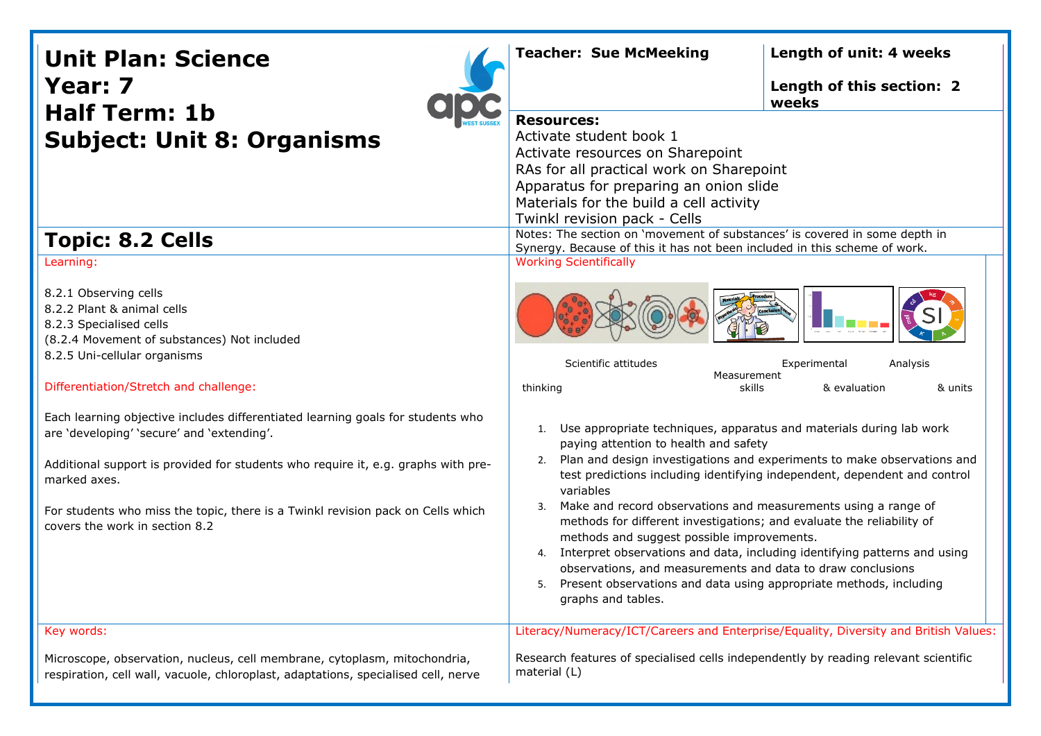# Unit Plan: Science
# Year: 7
# Half Term: 1b
# Subject: Unit 8: Organisms

**Teacher: Sue McMeeking**

**Length of unit: 4 weeks**

**Length of this section: 2 weeks**

**Resources:**
Activate student book 1
Activate resources on Sharepoint
RAs for all practical work on Sharepoint
Apparatus for preparing an onion slide
Materials for the build a cell activity
Twinkl revision pack - Cells

## Topic: 8.2 Cells

Notes: The section on 'movement of substances' is covered in some depth in Synergy. Because of this it has not been included in this scheme of work.

### Learning:

8.2.1 Observing cells
8.2.2 Plant & animal cells
8.2.3 Specialised cells
(8.2.4 Movement of substances) Not included
8.2.5 Uni-cellular organisms

### Differentiation/Stretch and challenge:

Each learning objective includes differentiated learning goals for students who are 'developing' 'secure' and 'extending'.

Additional support is provided for students who require it, e.g. graphs with pre-marked axes.

For students who miss the topic, there is a Twinkl revision pack on Cells which covers the work in section 8.2

### Working Scientifically

Scientific attitudes thinking | Experimental skills | Measurement & evaluation | Analysis & units

1. Use appropriate techniques, apparatus and materials during lab work paying attention to health and safety
2. Plan and design investigations and experiments to make observations and test predictions including identifying independent, dependent and control variables
3. Make and record observations and measurements using a range of methods for different investigations; and evaluate the reliability of methods and suggest possible improvements.
4. Interpret observations and data, including identifying patterns and using observations, and measurements and data to draw conclusions
5. Present observations and data using appropriate methods, including graphs and tables.

### Key words:

Microscope, observation, nucleus, cell membrane, cytoplasm, mitochondria, respiration, cell wall, vacuole, chloroplast, adaptations, specialised cell, nerve

### Literacy/Numeracy/ICT/Careers and Enterprise/Equality, Diversity and British Values:

Research features of specialised cells independently by reading relevant scientific material (L)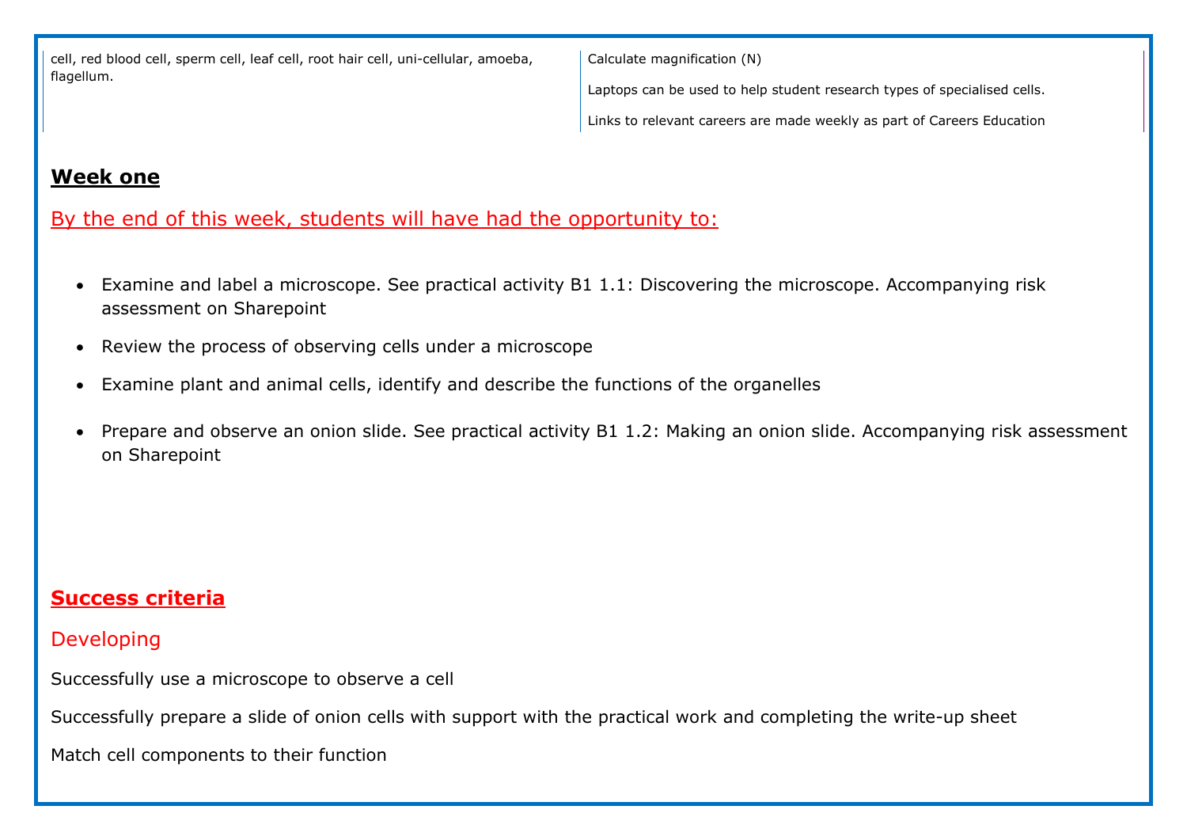| cell, red blood cell, sperm cell, leaf cell, root hair cell, uni-cellular, amoeba, flagellum. | Calculate magnification (N)<br><br>Laptops can be used to help student research types of specialised cells.<br><br>Links to relevant careers are made weekly as part of Careers Education |
|---|---|

## Week one

By the end of this week, students will have had the opportunity to:

- Examine and label a microscope. See practical activity B1 1.1: Discovering the microscope. Accompanying risk assessment on Sharepoint
- Review the process of observing cells under a microscope
- Examine plant and animal cells, identify and describe the functions of the organelles
- Prepare and observe an onion slide. See practical activity B1 1.2: Making an onion slide. Accompanying risk assessment on Sharepoint

## Success criteria

### Developing

Successfully use a microscope to observe a cell

Successfully prepare a slide of onion cells with support with the practical work and completing the write-up sheet

Match cell components to their function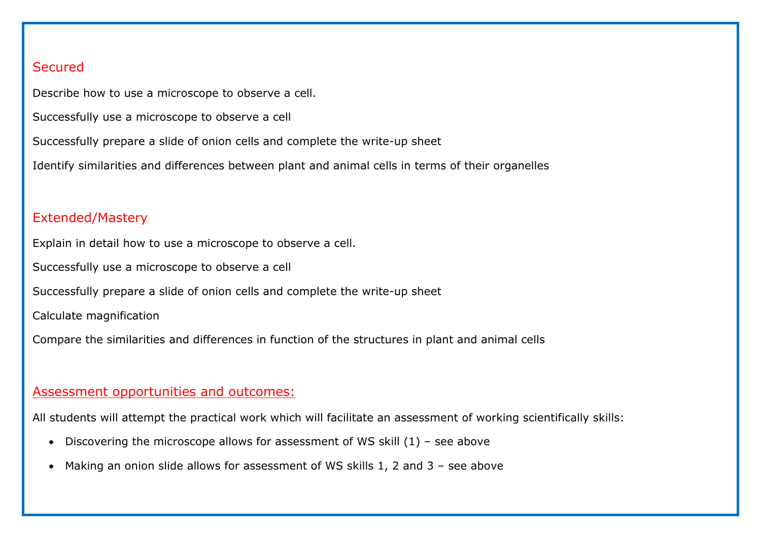## Secured

Describe how to use a microscope to observe a cell.

Successfully use a microscope to observe a cell

Successfully prepare a slide of onion cells and complete the write-up sheet

Identify similarities and differences between plant and animal cells in terms of their organelles

## Extended/Mastery

Explain in detail how to use a microscope to observe a cell.

Successfully use a microscope to observe a cell

Successfully prepare a slide of onion cells and complete the write-up sheet

Calculate magnification

Compare the similarities and differences in function of the structures in plant and animal cells

## Assessment opportunities and outcomes:

All students will attempt the practical work which will facilitate an assessment of working scientifically skills:

- Discovering the microscope allows for assessment of WS skill (1) – see above
- Making an onion slide allows for assessment of WS skills 1, 2 and 3 – see above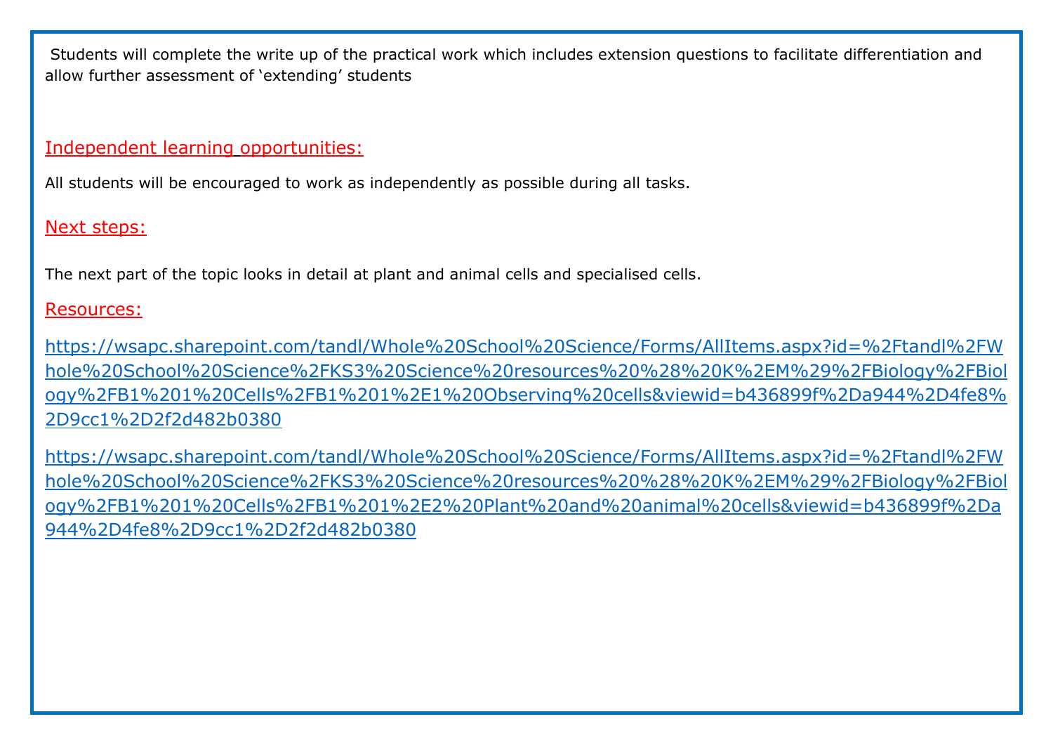Students will complete the write up of the practical work which includes extension questions to facilitate differentiation and allow further assessment of 'extending' students

## Independent learning opportunities:

All students will be encouraged to work as independently as possible during all tasks.

## Next steps:

The next part of the topic looks in detail at plant and animal cells and specialised cells.

## Resources:

https://wsapc.sharepoint.com/tandl/Whole%20School%20Science/Forms/AllItems.aspx?id=%2Ftandl%2FWhole%20School%20Science%2FKS3%20Science%20resources%20%28%20K%2EM%29%2FBiology%2FBiology%2FB1%201%20Cells%2FB1%201%2E1%20Observing%20cells&viewid=b436899f%2Da944%2D4fe8%2D9cc1%2D2f2d482b0380

https://wsapc.sharepoint.com/tandl/Whole%20School%20Science/Forms/AllItems.aspx?id=%2Ftandl%2FWhole%20School%20Science%2FKS3%20Science%20resources%20%28%20K%2EM%29%2FBiology%2FBiology%2FB1%201%20Cells%2FB1%201%2E2%20Plant%20and%20animal%20cells&viewid=b436899f%2Da944%2D4fe8%2D9cc1%2D2f2d482b0380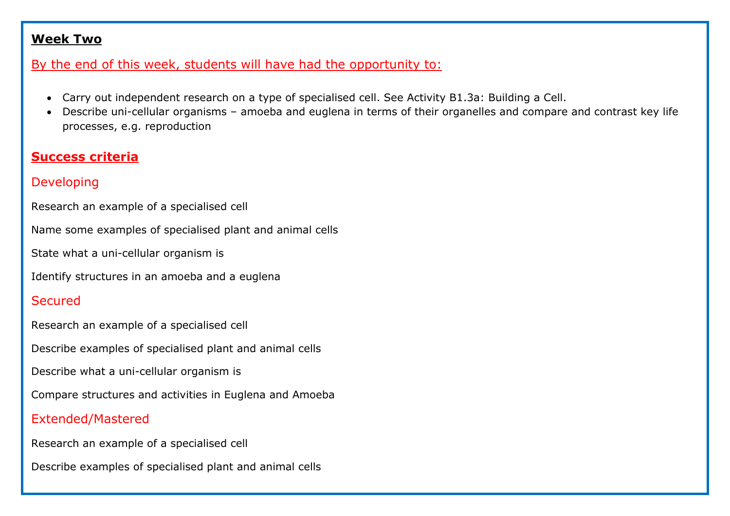**Week Two**

By the end of this week, students will have had the opportunity to:

- Carry out independent research on a type of specialised cell. See Activity B1.3a: Building a Cell.
- Describe uni-cellular organisms – amoeba and euglena in terms of their organelles and compare and contrast key life processes, e.g. reproduction

**Success criteria**

### Developing

Research an example of a specialised cell

Name some examples of specialised plant and animal cells

State what a uni-cellular organism is

Identify structures in an amoeba and a euglena

### Secured

Research an example of a specialised cell

Describe examples of specialised plant and animal cells

Describe what a uni-cellular organism is

Compare structures and activities in Euglena and Amoeba

### Extended/Mastered

Research an example of a specialised cell

Describe examples of specialised plant and animal cells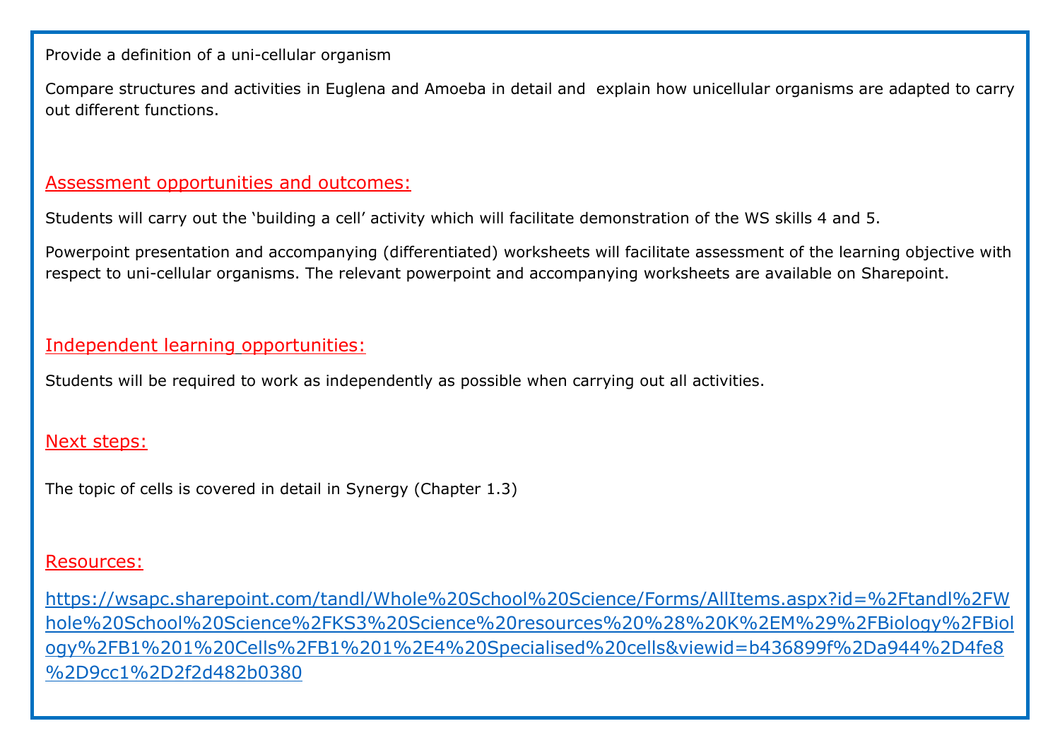Provide a definition of a uni-cellular organism

Compare structures and activities in Euglena and Amoeba in detail and explain how unicellular organisms are adapted to carry out different functions.

## Assessment opportunities and outcomes:

Students will carry out the 'building a cell' activity which will facilitate demonstration of the WS skills 4 and 5.

Powerpoint presentation and accompanying (differentiated) worksheets will facilitate assessment of the learning objective with respect to uni-cellular organisms. The relevant powerpoint and accompanying worksheets are available on Sharepoint.

## Independent learning opportunities:

Students will be required to work as independently as possible when carrying out all activities.

## Next steps:

The topic of cells is covered in detail in Synergy (Chapter 1.3)

## Resources:

https://wsapc.sharepoint.com/tandl/Whole%20School%20Science/Forms/AllItems.aspx?id=%2Ftandl%2FWhole%20School%20Science%2FKS3%20Science%20resources%20%28%20K%2EM%29%2FBiology%2FBiology%2FB1%201%20Cells%2FB1%201%2E4%20Specialised%20cells&viewid=b436899f%2Da944%2D4fe8%2D9cc1%2D2f2d482b0380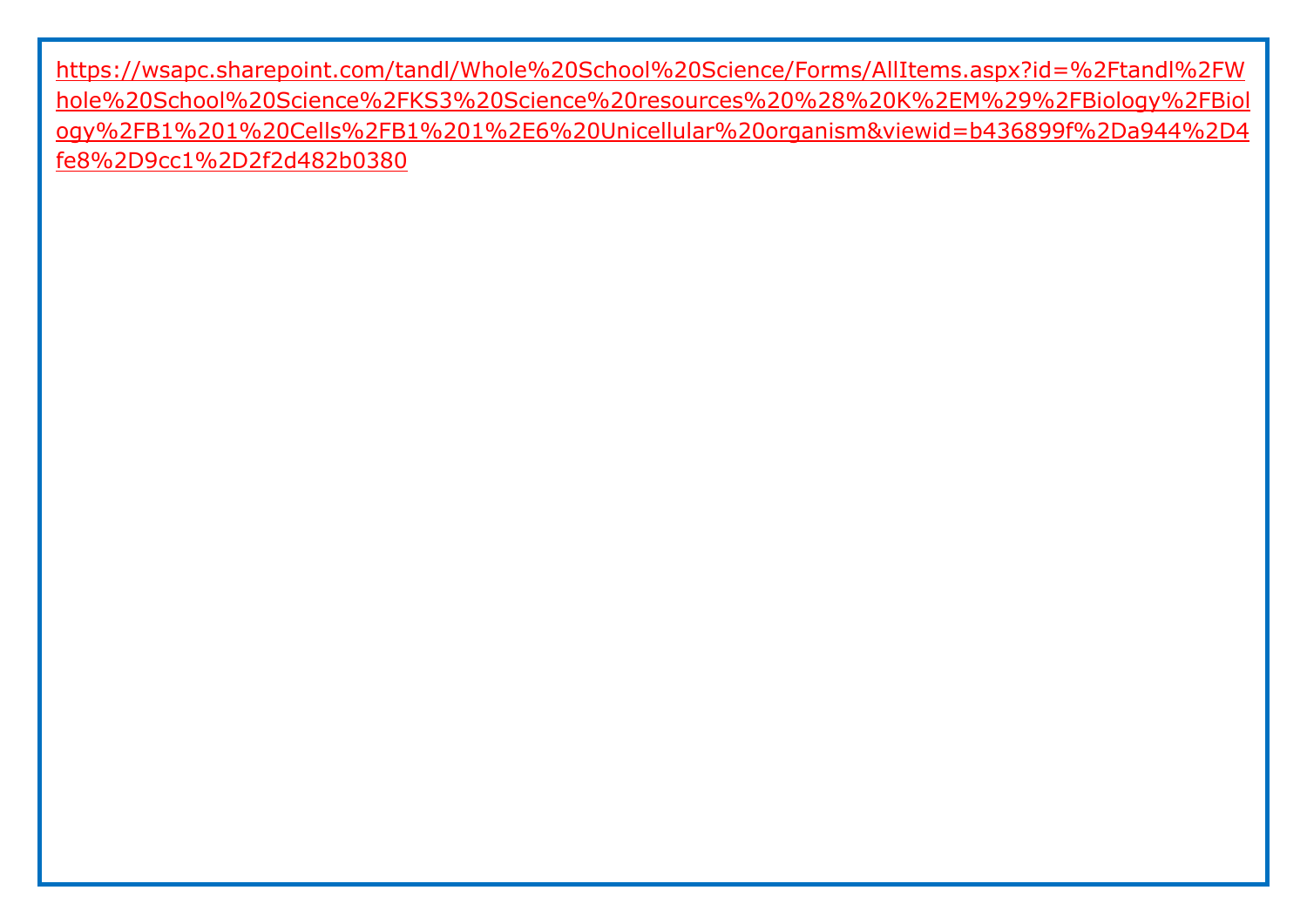https://wsapc.sharepoint.com/tandl/Whole%20School%20Science/Forms/AllItems.aspx?id=%2Ftandl%2FWhole%20School%20Science%2FKS3%20Science%20resources%20%28%20K%2EM%29%2FBiology%2FBiology%2FB1%201%20Cells%2FB1%201%2E6%20Unicellular%20organism&viewid=b436899f%2Da944%2D4fe8%2D9cc1%2D2f2d482b0380